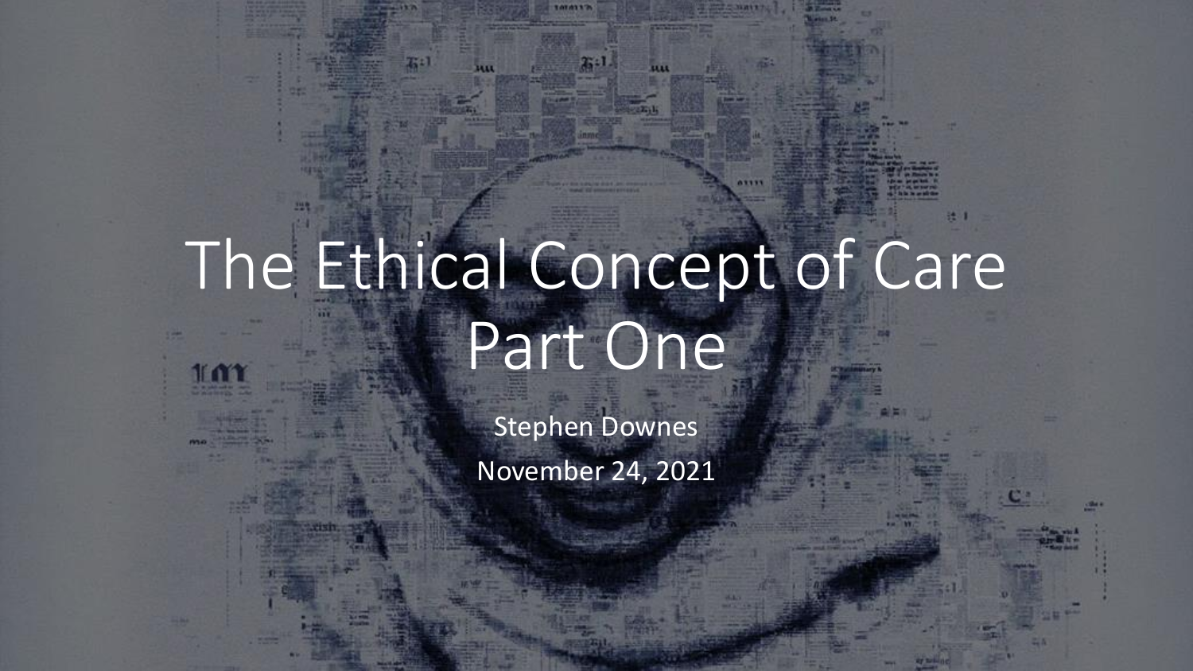# The Ethical Concept of Care
# Part One

Stephen Downes

November 24, 2021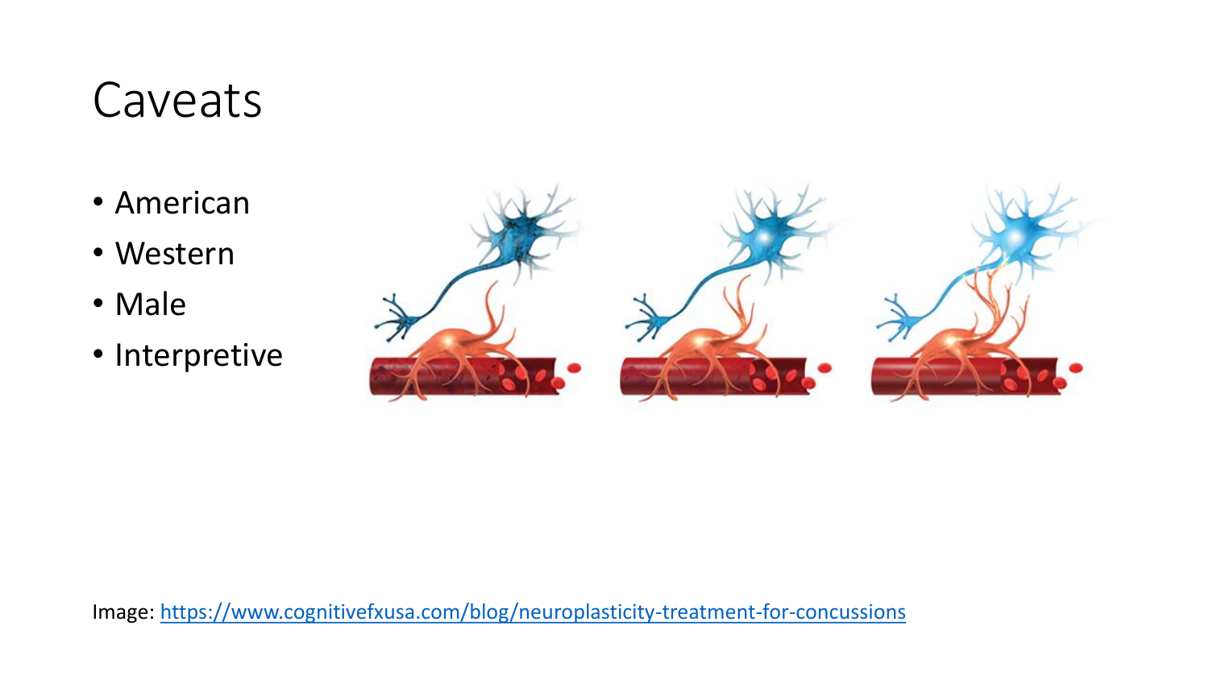# Caveats

- American
- Western
- Male
- Interpretive

Image: https://www.cognitivefxusa.com/blog/neuroplasticity-treatment-for-concussions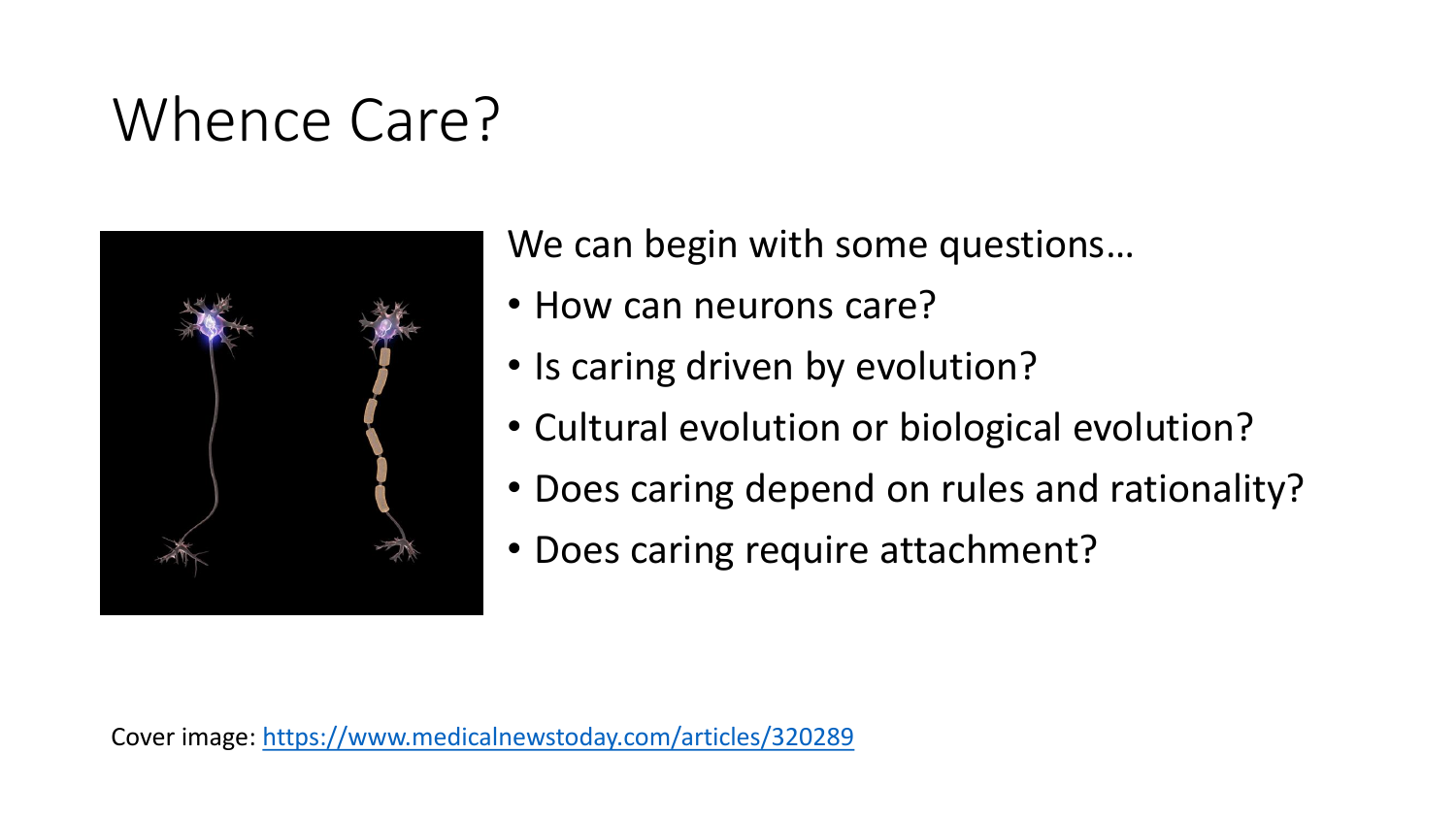# Whence Care?

We can begin with some questions…

- How can neurons care?
- Is caring driven by evolution?
- Cultural evolution or biological evolution?
- Does caring depend on rules and rationality?
- Does caring require attachment?

Cover image: https://www.medicalnewstoday.com/articles/320289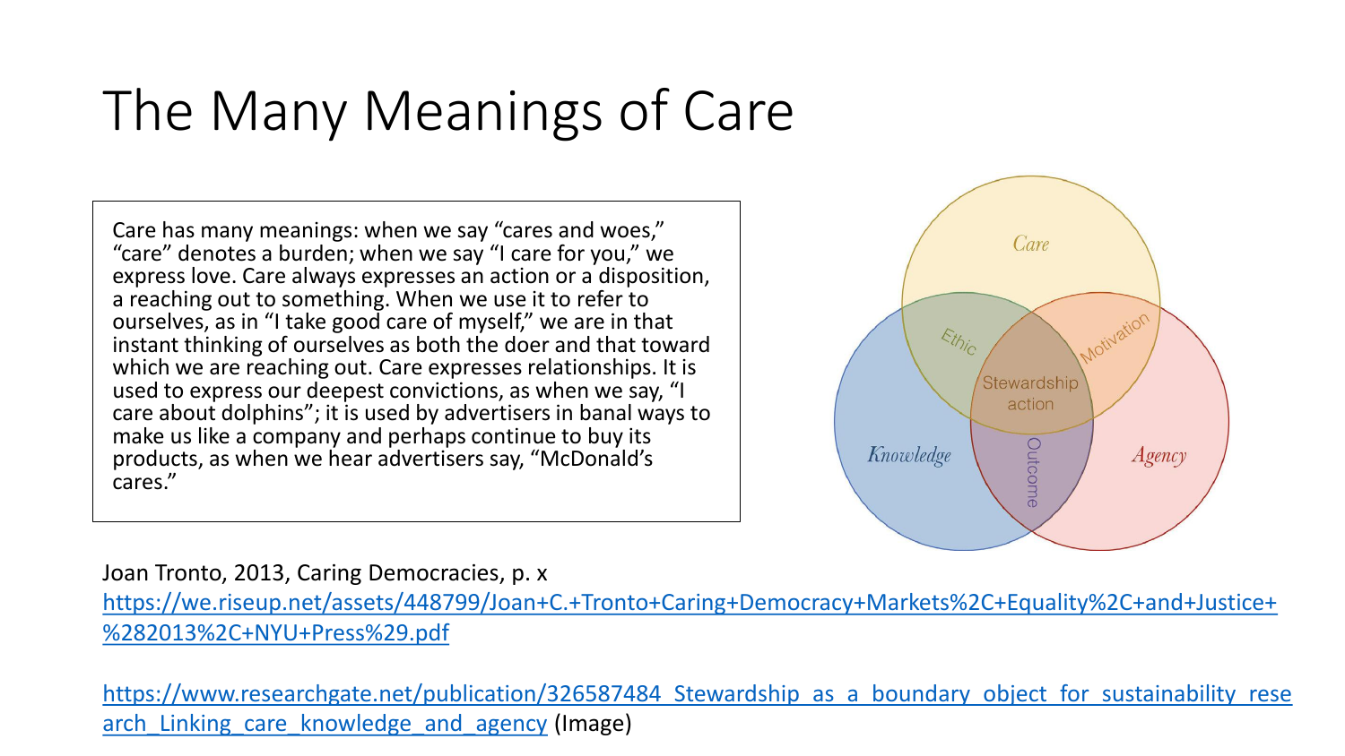# The Many Meanings of Care

> Care has many meanings: when we say "cares and woes," "care" denotes a burden; when we say "I care for you," we express love. Care always expresses an action or a disposition, a reaching out to something. When we use it to refer to ourselves, as in "I take good care of myself," we are in that instant thinking of ourselves as both the doer and that toward which we are reaching out. Care expresses relationships. It is used to express our deepest convictions, as when we say, "I care about dolphins"; it is used by advertisers in banal ways to make us like a company and perhaps continue to buy its products, as when we hear advertisers say, "McDonald's cares."

*Care* — *Knowledge* — *Agency*

Ethic — Motivation — Outcome — Stewardship action

Joan Tronto, 2013, Caring Democracies, p. x

https://we.riseup.net/assets/448799/Joan+C.+Tronto+Caring+Democracy+Markets%2C+Equality%2C+and+Justice+%282013%2C+NYU+Press%29.pdf

https://www.researchgate.net/publication/326587484_Stewardship_as_a_boundary_object_for_sustainability_research_Linking_care_knowledge_and_agency (Image)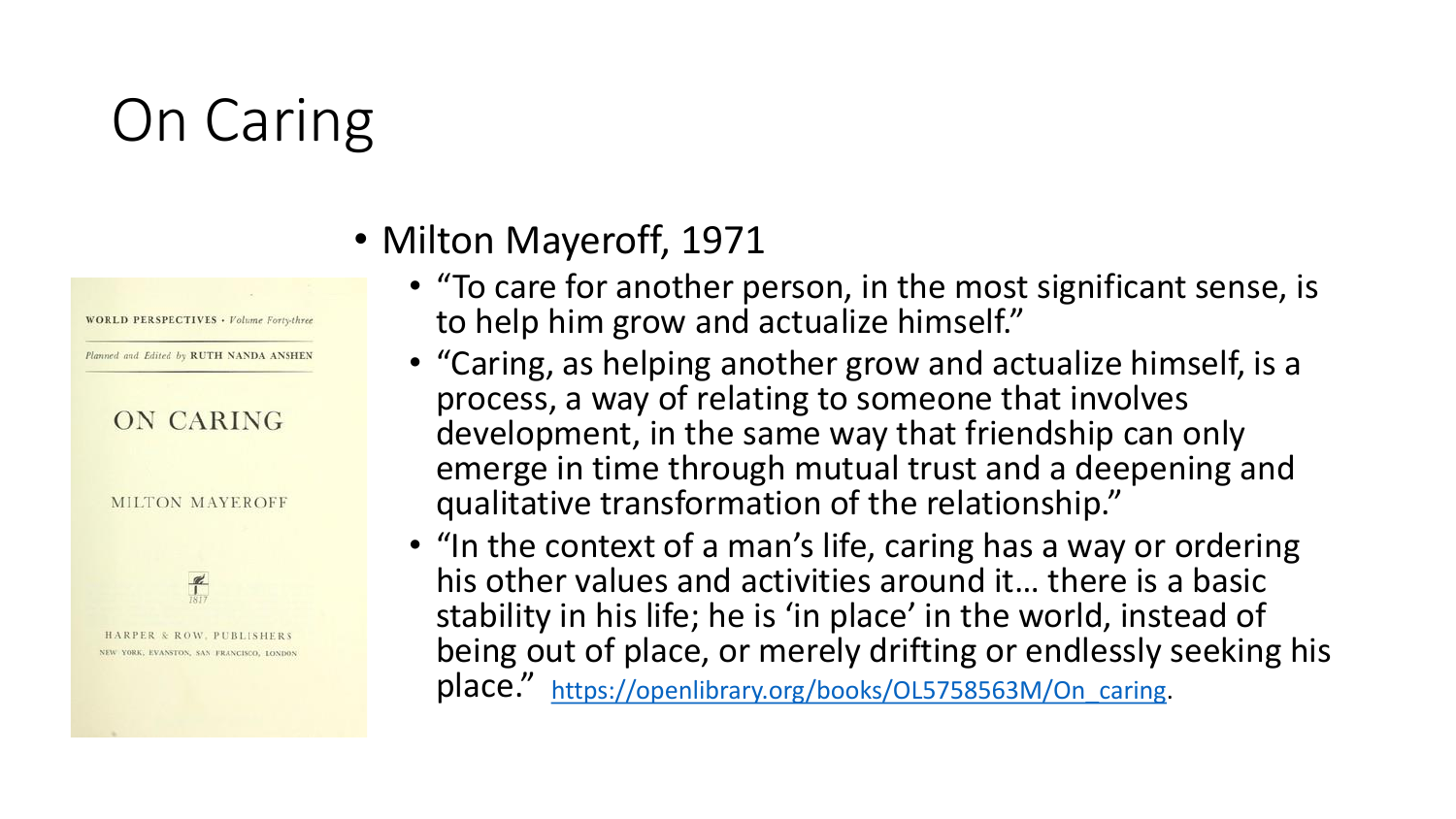# On Caring

WORLD PERSPECTIVES · *Volume Forty-three*

*Planned and Edited by* RUTH NANDA ANSHEN

ON CARING

MILTON MAYEROFF

1817

HARPER & ROW, PUBLISHERS
NEW YORK, EVANSTON, SAN FRANCISCO, LONDON

- Milton Mayeroff, 1971
  - "To care for another person, in the most significant sense, is to help him grow and actualize himself."
  - "Caring, as helping another grow and actualize himself, is a process, a way of relating to someone that involves development, in the same way that friendship can only emerge in time through mutual trust and a deepening and qualitative transformation of the relationship."
  - "In the context of a man's life, caring has a way or ordering his other values and activities around it… there is a basic stability in his life; he is 'in place' in the world, instead of being out of place, or merely drifting or endlessly seeking his place." https://openlibrary.org/books/OL5758563M/On_caring.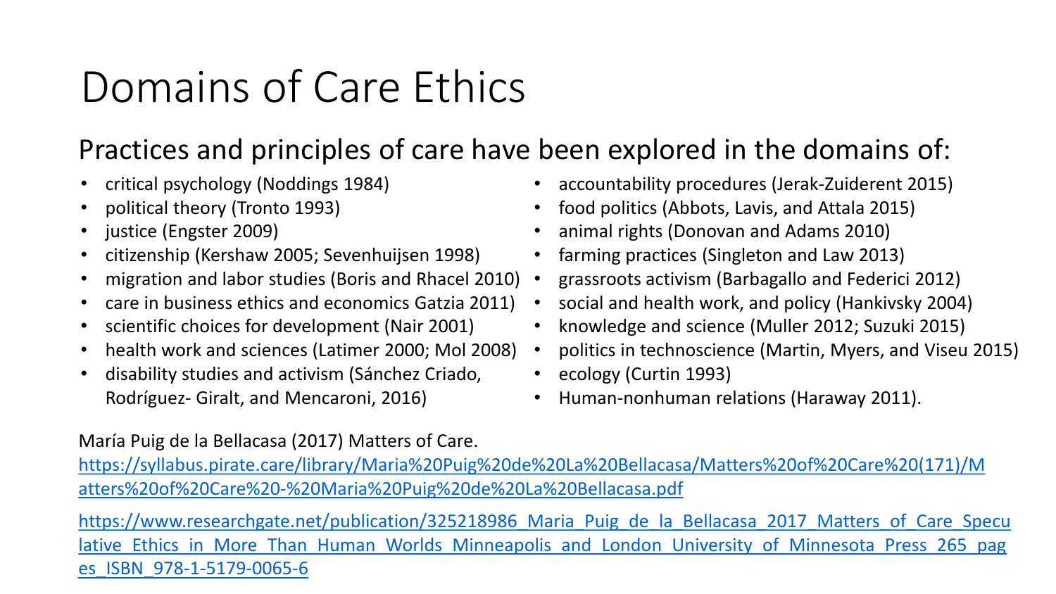# Domains of Care Ethics

## Practices and principles of care have been explored in the domains of:

- critical psychology (Noddings 1984)
- political theory (Tronto 1993)
- justice (Engster 2009)
- citizenship (Kershaw 2005; Sevenhuijsen 1998)
- migration and labor studies (Boris and Rhacel 2010)
- care in business ethics and economics Gatzia 2011)
- scientific choices for development (Nair 2001)
- health work and sciences (Latimer 2000; Mol 2008)
- disability studies and activism (Sánchez Criado, Rodríguez- Giralt, and Mencaroni, 2016)
- accountability procedures (Jerak-Zuiderent 2015)
- food politics (Abbots, Lavis, and Attala 2015)
- animal rights (Donovan and Adams 2010)
- farming practices (Singleton and Law 2013)
- grassroots activism (Barbagallo and Federici 2012)
- social and health work, and policy (Hankivsky 2004)
- knowledge and science (Muller 2012; Suzuki 2015)
- politics in technoscience (Martin, Myers, and Viseu 2015)
- ecology (Curtin 1993)
- Human-nonhuman relations (Haraway 2011).

María Puig de la Bellacasa (2017) Matters of Care.

https://syllabus.pirate.care/library/Maria%20Puig%20de%20La%20Bellacasa/Matters%20of%20Care%20(171)/Matters%20of%20Care%20-%20Maria%20Puig%20de%20La%20Bellacasa.pdf

https://www.researchgate.net/publication/325218986_Maria_Puig_de_la_Bellacasa_2017_Matters_of_Care_Speculative_Ethics_in_More_Than_Human_Worlds_Minneapolis_and_London_University_of_Minnesota_Press_265_pages_ISBN_978-1-5179-0065-6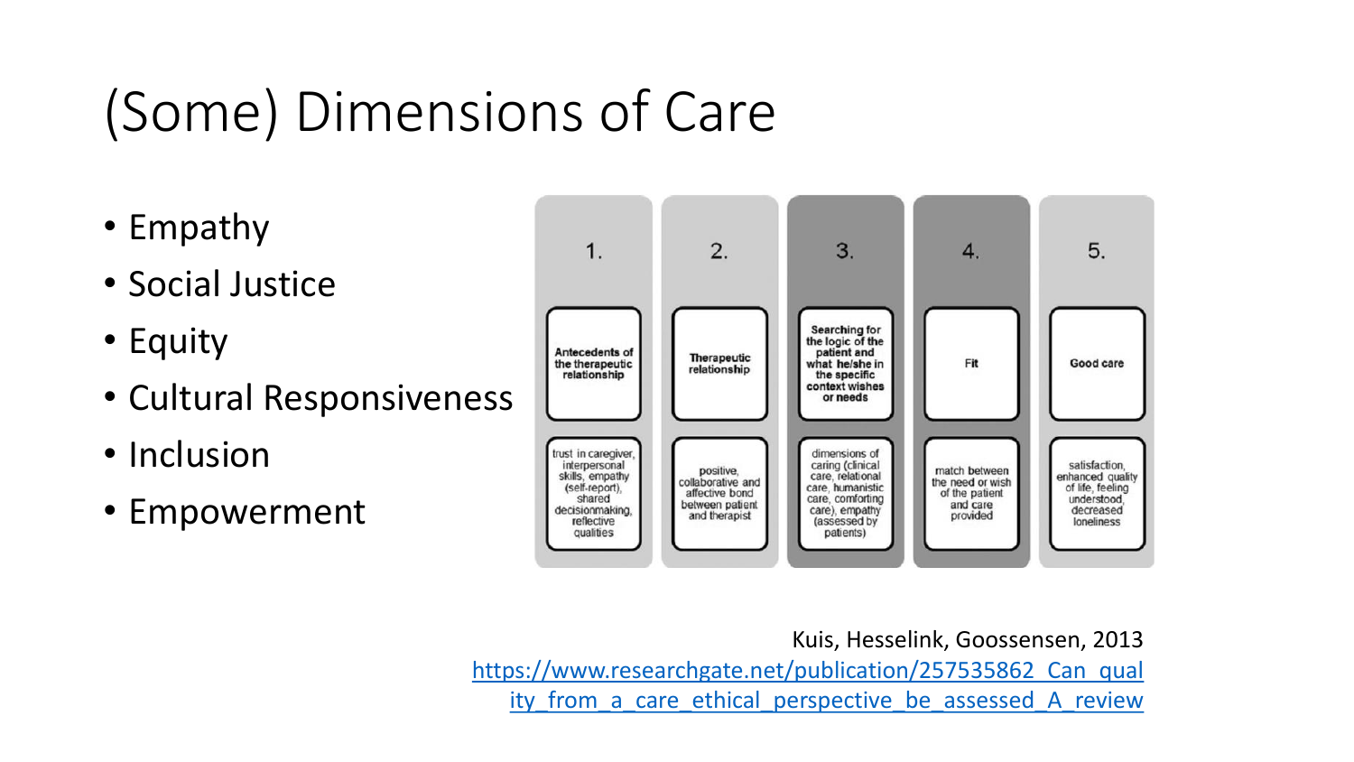# (Some) Dimensions of Care

- Empathy
- Social Justice
- Equity
- Cultural Responsiveness
- Inclusion
- Empowerment

| 1. | 2. | 3. | 4. | 5. |
|---|---|---|---|---|
| Antecedents of the therapeutic relationship | Therapeutic relationship | Searching for the logic of the patient and what he/she in the specific context wishes or needs | Fit | Good care |
| trust in caregiver, interpersonal skills, empathy (self-report), shared decisionmaking, reflective qualities | positive, collaborative and affective bond between patient and therapist | dimensions of caring (clinical care, relational care, humanistic care, comforting care), empathy (assessed by patients) | match between the need or wish of the patient and care provided | satisfaction, enhanced quality of life, feeling understood, decreased loneliness |

Kuis, Hesselink, Goossensen, 2013
https://www.researchgate.net/publication/257535862_Can_quality_from_a_care_ethical_perspective_be_assessed_A_review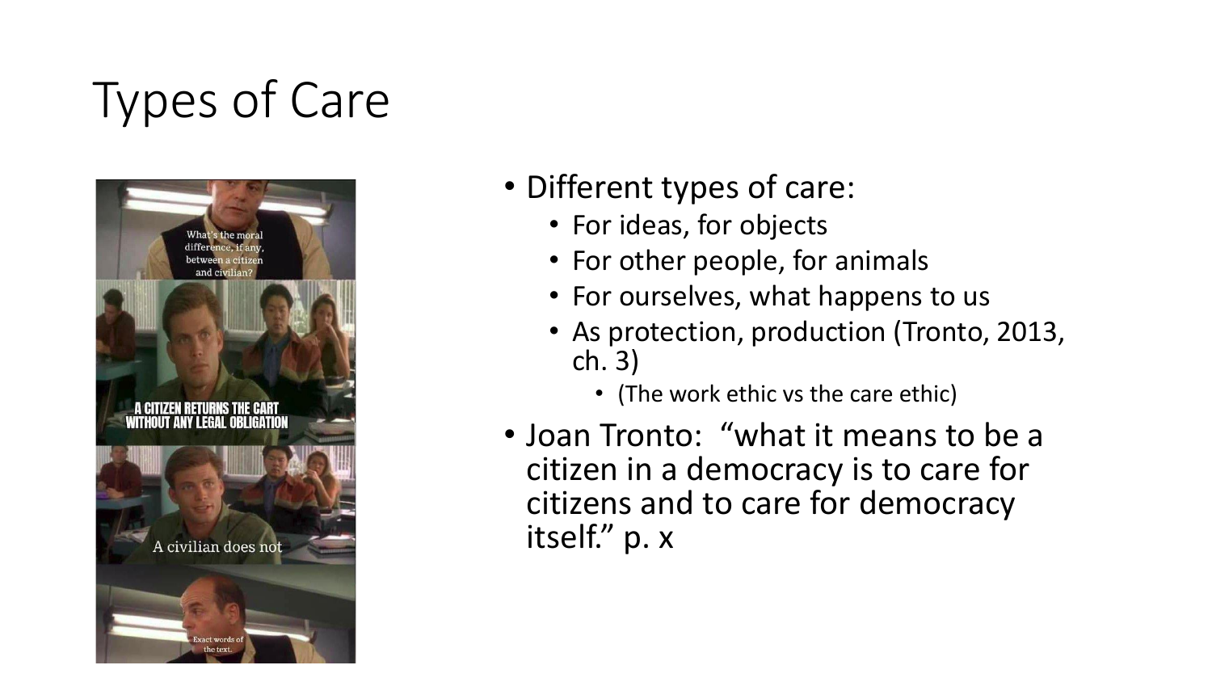# Types of Care

- Different types of care:
  - For ideas, for objects
  - For other people, for animals
  - For ourselves, what happens to us
  - As protection, production (Tronto, 2013, ch. 3)
    - (The work ethic vs the care ethic)
- Joan Tronto: "what it means to be a citizen in a democracy is to care for citizens and to care for democracy itself." p. x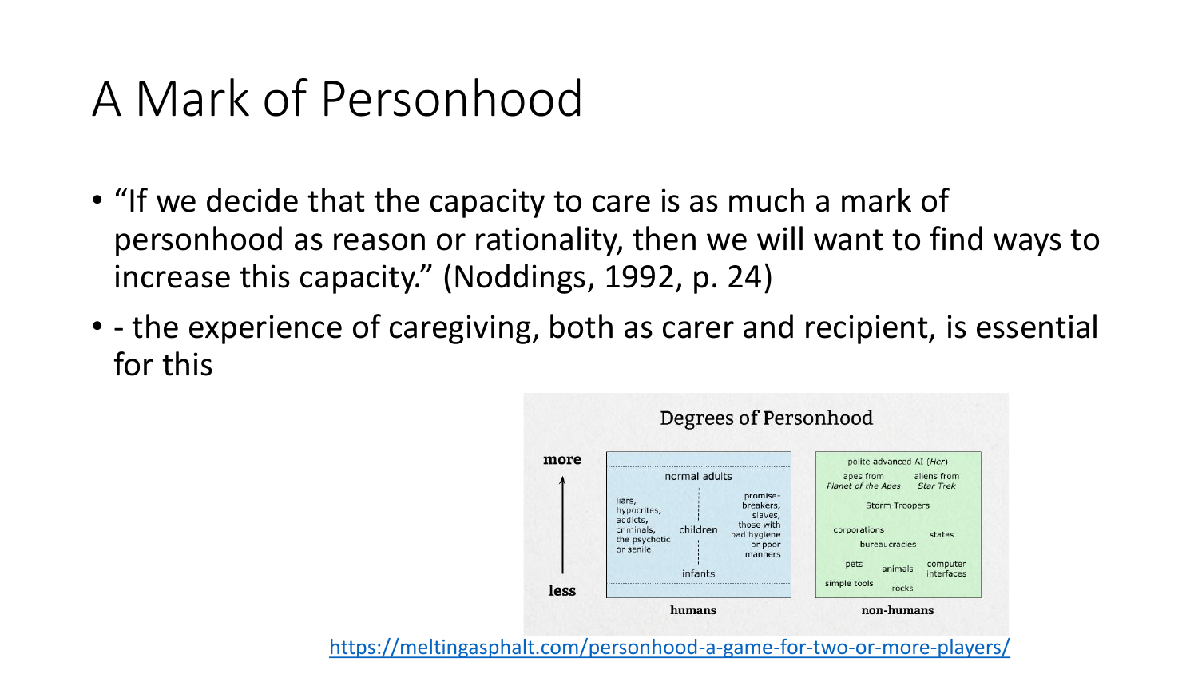# A Mark of Personhood

- "If we decide that the capacity to care is as much a mark of personhood as reason or rationality, then we will want to find ways to increase this capacity." (Noddings, 1992, p. 24)
- - the experience of caregiving, both as carer and recipient, is essential for this

https://meltingasphalt.com/personhood-a-game-for-two-or-more-players/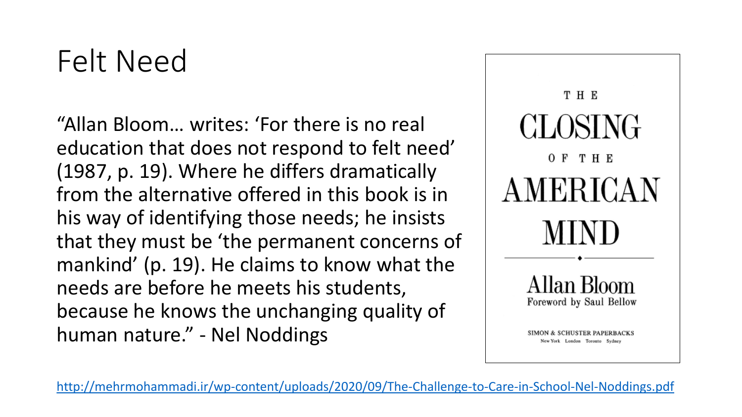# Felt Need

"Allan Bloom… writes: 'For there is no real education that does not respond to felt need' (1987, p. 19). Where he differs dramatically from the alternative offered in this book is in his way of identifying those needs; he insists that they must be 'the permanent concerns of mankind' (p. 19). He claims to know what the needs are before he meets his students, because he knows the unchanging quality of human nature." - Nel Noddings

THE
CLOSING
OF THE
AMERICAN
MIND

Allan Bloom
Foreword by Saul Bellow

SIMON & SCHUSTER PAPERBACKS
New York London Toronto Sydney

http://mehrmohammadi.ir/wp-content/uploads/2020/09/The-Challenge-to-Care-in-School-Nel-Noddings.pdf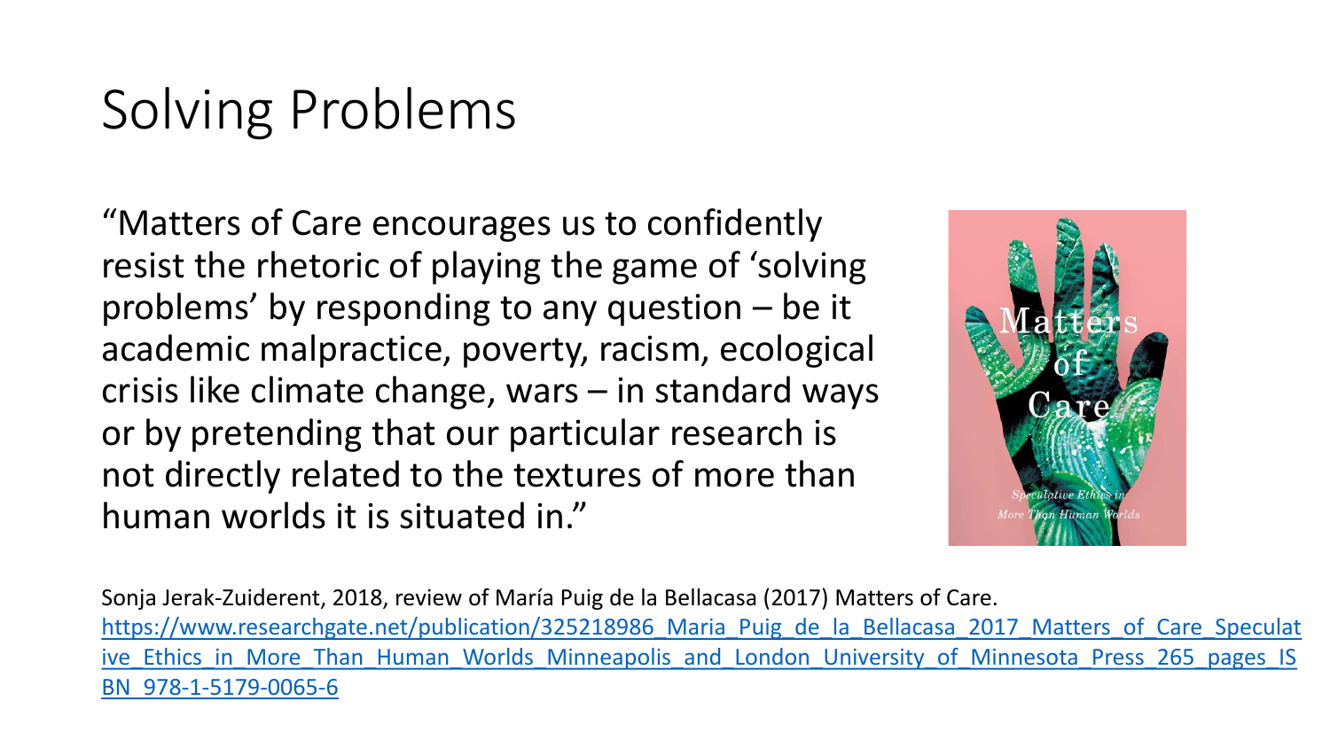# Solving Problems

"Matters of Care encourages us to confidently resist the rhetoric of playing the game of 'solving problems' by responding to any question – be it academic malpractice, poverty, racism, ecological crisis like climate change, wars – in standard ways or by pretending that our particular research is not directly related to the textures of more than human worlds it is situated in."

Sonja Jerak-Zuiderent, 2018, review of María Puig de la Bellacasa (2017) Matters of Care.
https://www.researchgate.net/publication/325218986_Maria_Puig_de_la_Bellacasa_2017_Matters_of_Care_Speculative_Ethics_in_More_Than_Human_Worlds_Minneapolis_and_London_University_of_Minnesota_Press_265_pages_ISBN_978-1-5179-0065-6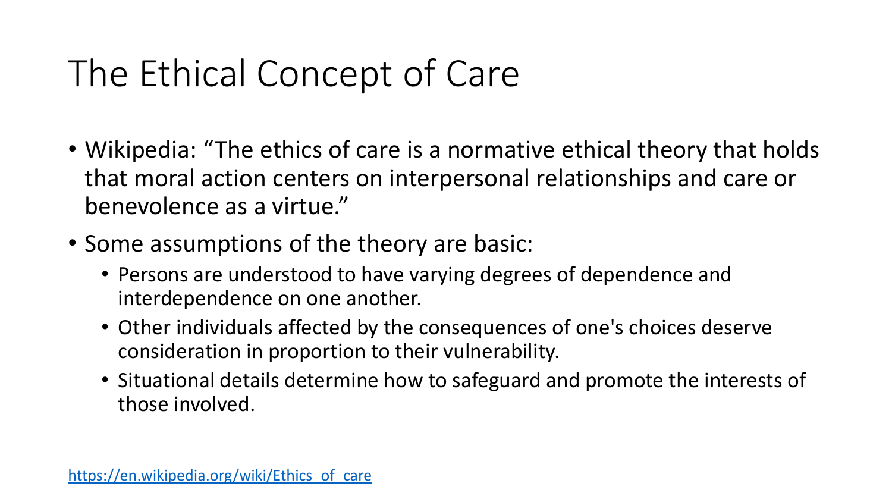# The Ethical Concept of Care

- Wikipedia: “The ethics of care is a normative ethical theory that holds that moral action centers on interpersonal relationships and care or benevolence as a virtue.”
- Some assumptions of the theory are basic:
  - Persons are understood to have varying degrees of dependence and interdependence on one another.
  - Other individuals affected by the consequences of one's choices deserve consideration in proportion to their vulnerability.
  - Situational details determine how to safeguard and promote the interests of those involved.

https://en.wikipedia.org/wiki/Ethics_of_care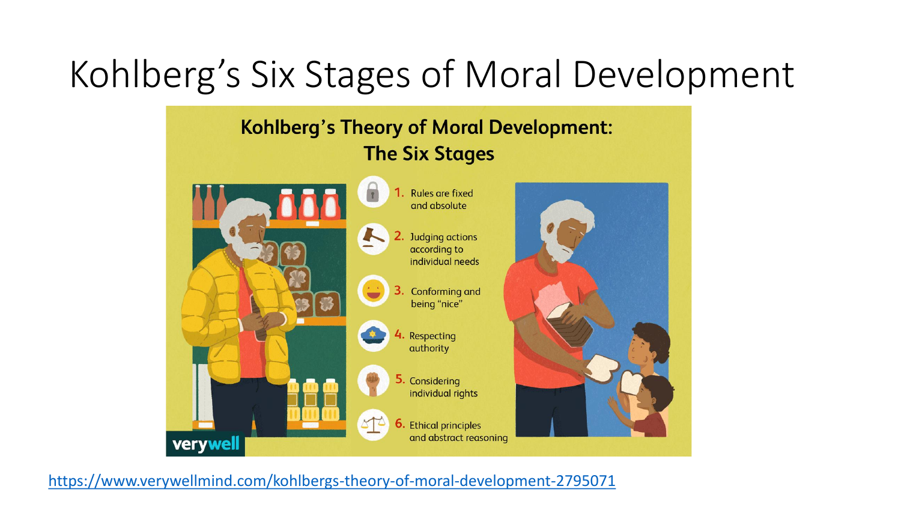# Kohlberg's Six Stages of Moral Development

## Kohlberg's Theory of Moral Development: The Six Stages

1. Rules are fixed and absolute
2. Judging actions according to individual needs
3. Conforming and being "nice"
4. Respecting authority
5. Considering individual rights
6. Ethical principles and abstract reasoning

verywell

https://www.verywellmind.com/kohlbergs-theory-of-moral-development-2795071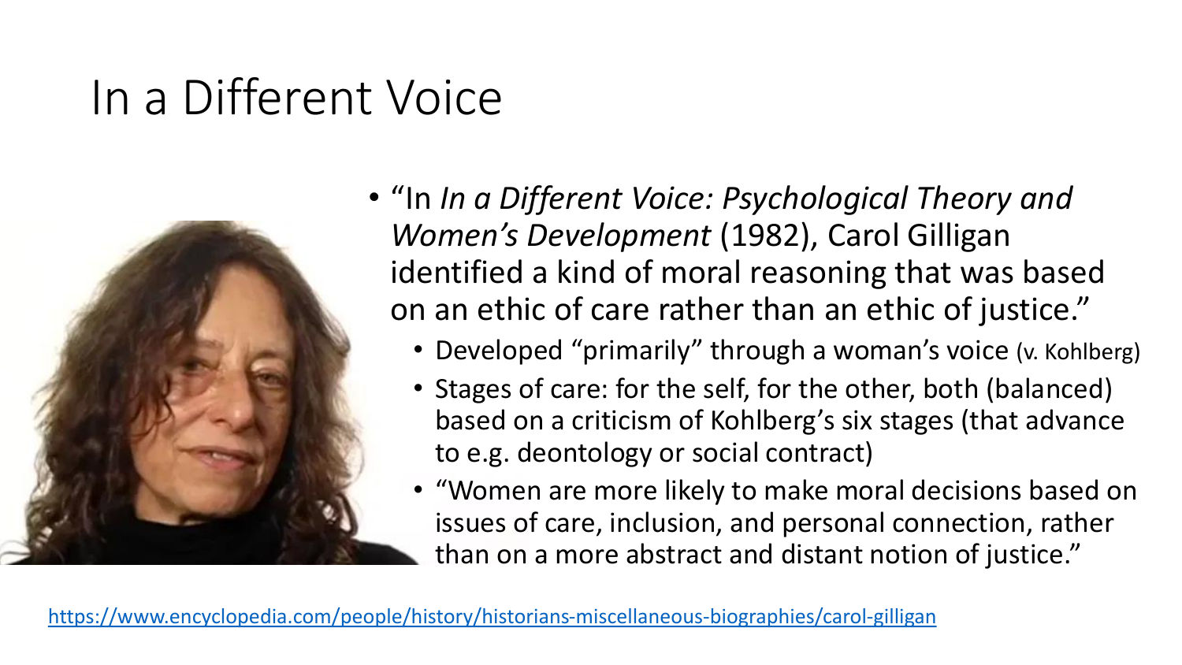# In a Different Voice

- "In *In a Different Voice: Psychological Theory and Women's Development* (1982), Carol Gilligan identified a kind of moral reasoning that was based on an ethic of care rather than an ethic of justice."
  - Developed "primarily" through a woman's voice (v. Kohlberg)
  - Stages of care: for the self, for the other, both (balanced) based on a criticism of Kohlberg's six stages (that advance to e.g. deontology or social contract)
  - "Women are more likely to make moral decisions based on issues of care, inclusion, and personal connection, rather than on a more abstract and distant notion of justice."

https://www.encyclopedia.com/people/history/historians-miscellaneous-biographies/carol-gilligan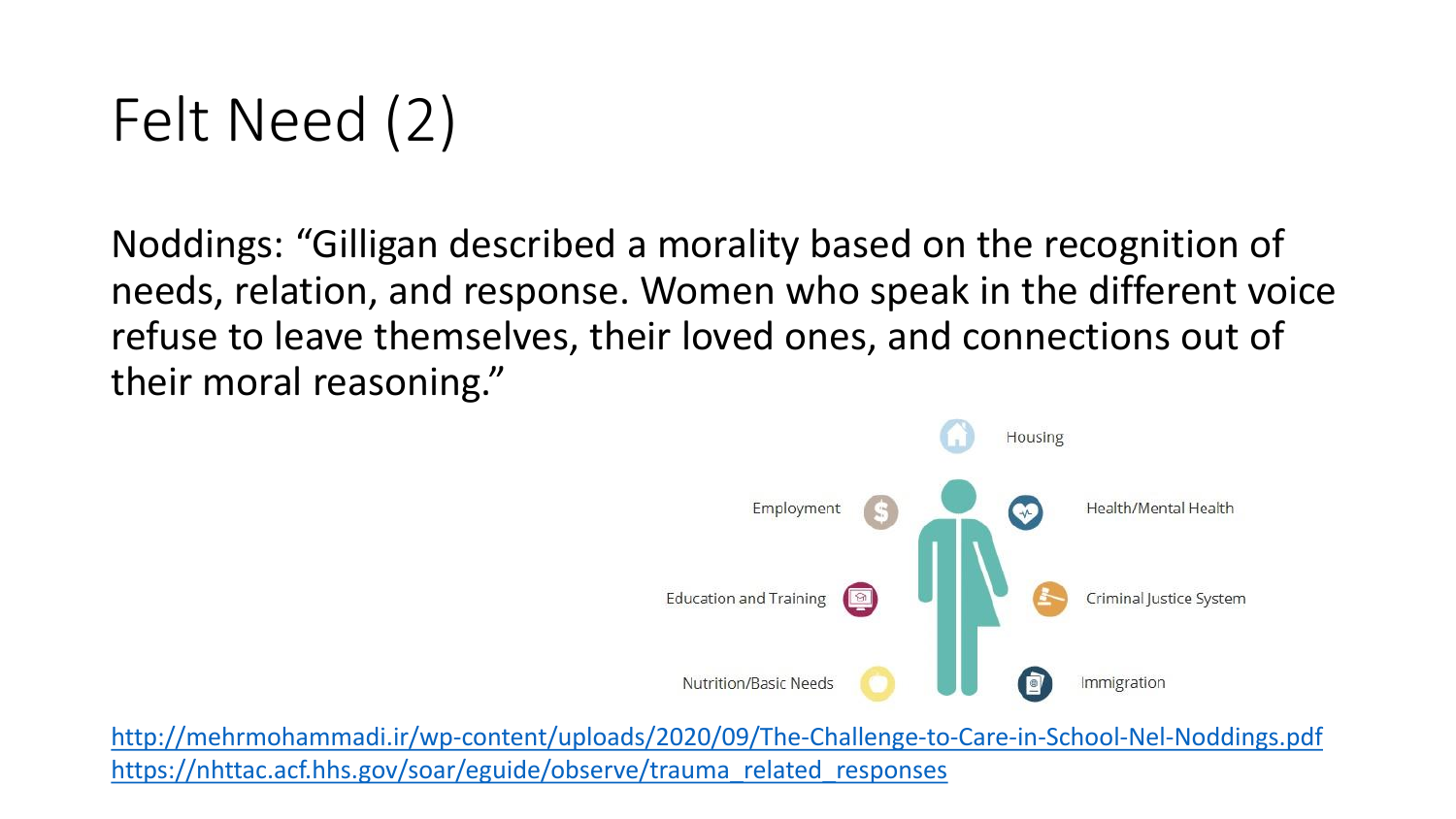# Felt Need (2)

Noddings: "Gilligan described a morality based on the recognition of needs, relation, and response. Women who speak in the different voice refuse to leave themselves, their loved ones, and connections out of their moral reasoning."

Housing

Employment

Health/Mental Health

Education and Training

Criminal Justice System

Nutrition/Basic Needs

Immigration

http://mehrmohammadi.ir/wp-content/uploads/2020/09/The-Challenge-to-Care-in-School-Nel-Noddings.pdf
https://nhttac.acf.hhs.gov/soar/eguide/observe/trauma_related_responses